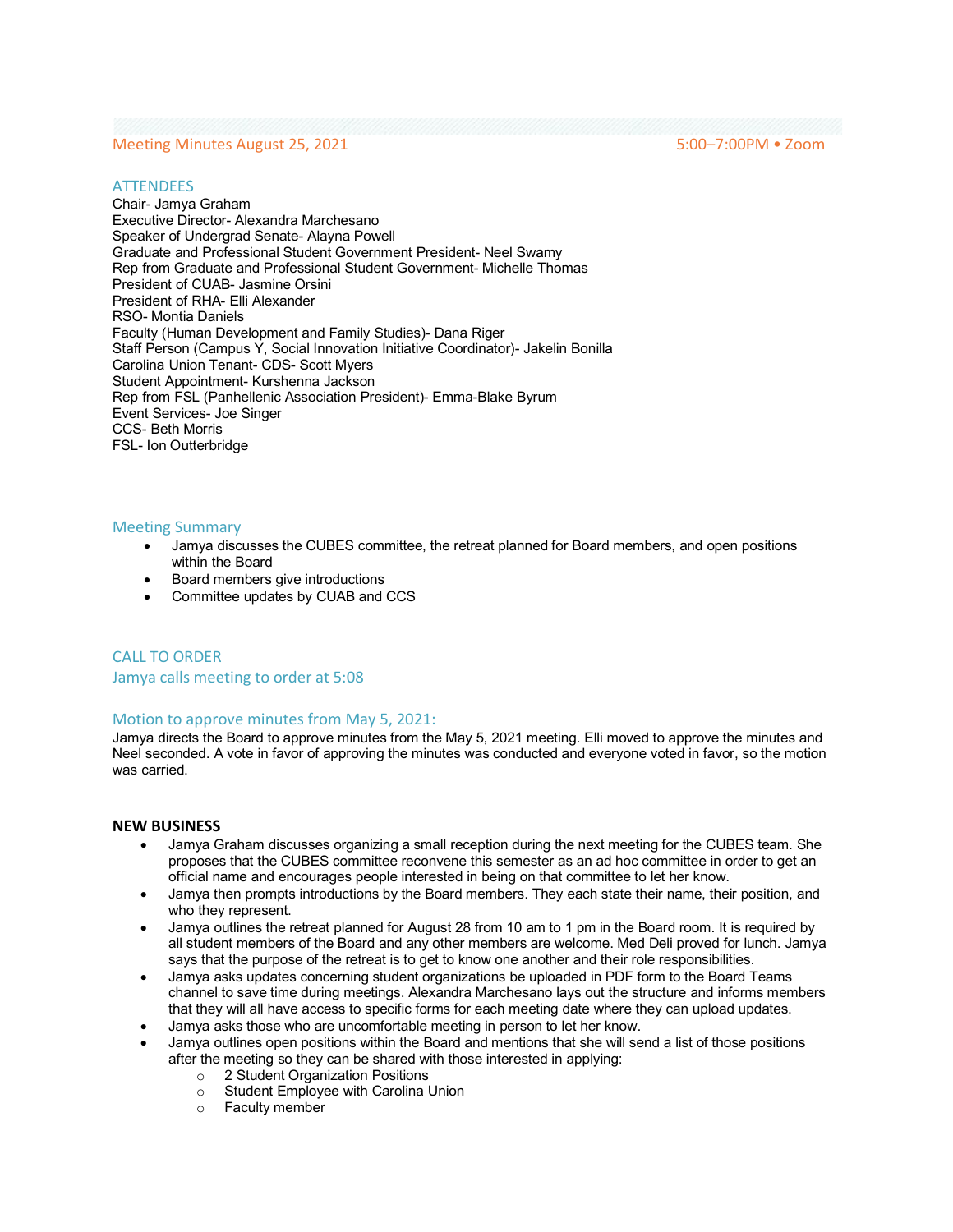Meeting Minutes August 25, 2021 — 5:00–7:00PM • Zoom

## ATTENDEES

Chair- Jamya Graham
Executive Director- Alexandra Marchesano
Speaker of Undergrad Senate- Alayna Powell
Graduate and Professional Student Government President- Neel Swamy
Rep from Graduate and Professional Student Government- Michelle Thomas
President of CUAB- Jasmine Orsini
President of RHA- Elli Alexander
RSO- Montia Daniels
Faculty (Human Development and Family Studies)- Dana Riger
Staff Person (Campus Y, Social Innovation Initiative Coordinator)- Jakelin Bonilla
Carolina Union Tenant- CDS- Scott Myers
Student Appointment- Kurshenna Jackson
Rep from FSL (Panhellenic Association President)- Emma-Blake Byrum
Event Services- Joe Singer
CCS- Beth Morris
FSL- Ion Outterbridge

## Meeting Summary

- Jamya discusses the CUBES committee, the retreat planned for Board members, and open positions within the Board
- Board members give introductions
- Committee updates by CUAB and CCS

## CALL TO ORDER

### Jamya calls meeting to order at 5:08

### Motion to approve minutes from May 5, 2021:

Jamya directs the Board to approve minutes from the May 5, 2021 meeting. Elli moved to approve the minutes and Neel seconded. A vote in favor of approving the minutes was conducted and everyone voted in favor, so the motion was carried.

## NEW BUSINESS

- Jamya Graham discusses organizing a small reception during the next meeting for the CUBES team. She proposes that the CUBES committee reconvene this semester as an ad hoc committee in order to get an official name and encourages people interested in being on that committee to let her know.
- Jamya then prompts introductions by the Board members. They each state their name, their position, and who they represent.
- Jamya outlines the retreat planned for August 28 from 10 am to 1 pm in the Board room. It is required by all student members of the Board and any other members are welcome. Med Deli proved for lunch. Jamya says that the purpose of the retreat is to get to know one another and their role responsibilities.
- Jamya asks updates concerning student organizations be uploaded in PDF form to the Board Teams channel to save time during meetings. Alexandra Marchesano lays out the structure and informs members that they will all have access to specific forms for each meeting date where they can upload updates.
- Jamya asks those who are uncomfortable meeting in person to let her know.
- Jamya outlines open positions within the Board and mentions that she will send a list of those positions after the meeting so they can be shared with those interested in applying:
  - 2 Student Organization Positions
  - Student Employee with Carolina Union
  - Faculty member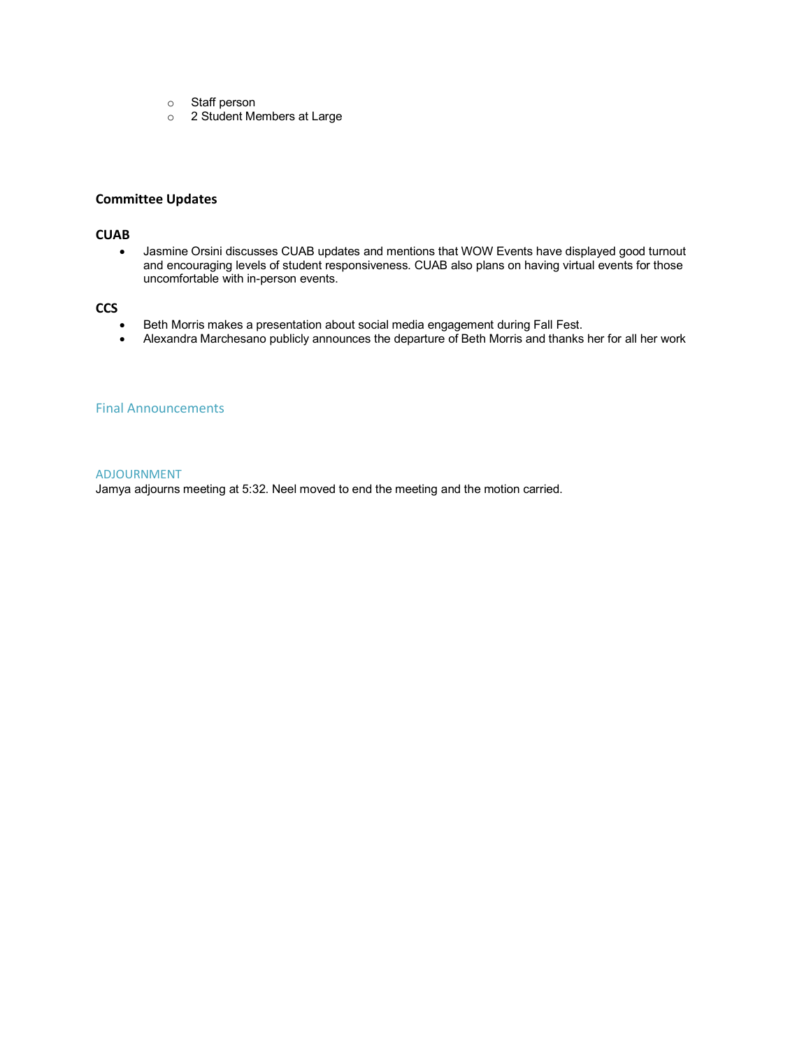- Staff person
  - 2 Student Members at Large

## Committee Updates

### CUAB

- Jasmine Orsini discusses CUAB updates and mentions that WOW Events have displayed good turnout and encouraging levels of student responsiveness. CUAB also plans on having virtual events for those uncomfortable with in-person events.

### CCS

- Beth Morris makes a presentation about social media engagement during Fall Fest.
- Alexandra Marchesano publicly announces the departure of Beth Morris and thanks her for all her work

## Final Announcements

### ADJOURNMENT

Jamya adjourns meeting at 5:32. Neel moved to end the meeting and the motion carried.